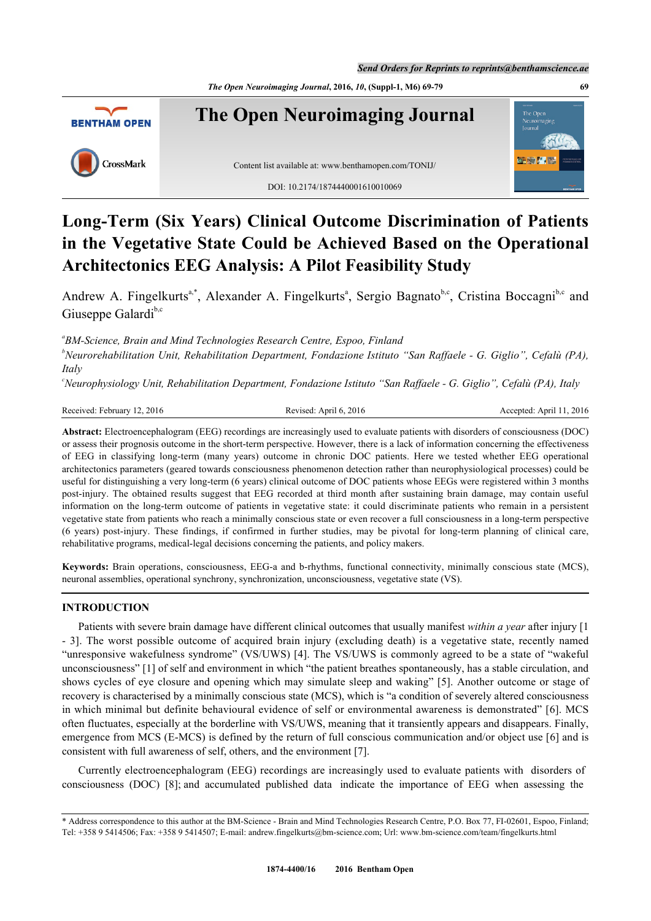# Long-Term (Six Years) Clinical Outcome Discrimination of Patients in the Vegetative State Could be Achieved Based on the Operational Architectonics EEG Analysis: A Pilot Feasibility Study

Andrew A. Fingelkurts[a,*], Alexander A. Fingelkurts[a], Sergio Bagnato[b,c], Cristina Boccagni[b,c] and Giuseppe Galardi[b,c]

[a]*BM-Science, Brain and Mind Technologies Research Centre, Espoo, Finland*

[b]*Neurorehabilitation Unit, Rehabilitation Department, Fondazione Istituto "San Raffaele - G. Giglio", Cefalù (PA), Italy*

[c]*Neurophysiology Unit, Rehabilitation Department, Fondazione Istituto "San Raffaele - G. Giglio", Cefalù (PA), Italy*

Received: February 12, 2016 | Revised: April 6, 2016 | Accepted: April 11, 2016

**Abstract:** Electroencephalogram (EEG) recordings are increasingly used to evaluate patients with disorders of consciousness (DOC) or assess their prognosis outcome in the short-term perspective. However, there is a lack of information concerning the effectiveness of EEG in classifying long-term (many years) outcome in chronic DOC patients. Here we tested whether EEG operational architectonics parameters (geared towards consciousness phenomenon detection rather than neurophysiological processes) could be useful for distinguishing a very long-term (6 years) clinical outcome of DOC patients whose EEGs were registered within 3 months post-injury. The obtained results suggest that EEG recorded at third month after sustaining brain damage, may contain useful information on the long-term outcome of patients in vegetative state: it could discriminate patients who remain in a persistent vegetative state from patients who reach a minimally conscious state or even recover a full consciousness in a long-term perspective (6 years) post-injury. These findings, if confirmed in further studies, may be pivotal for long-term planning of clinical care, rehabilitative programs, medical-legal decisions concerning the patients, and policy makers.

**Keywords:** Brain operations, consciousness, EEG-a and b-rhythms, functional connectivity, minimally conscious state (MCS), neuronal assemblies, operational synchrony, synchronization, unconsciousness, vegetative state (VS).

## INTRODUCTION

Patients with severe brain damage have different clinical outcomes that usually manifest *within a year* after injury [1 - 3]. The worst possible outcome of acquired brain injury (excluding death) is a vegetative state, recently named "unresponsive wakefulness syndrome" (VS/UWS) [4]. The VS/UWS is commonly agreed to be a state of "wakeful unconsciousness" [1] of self and environment in which "the patient breathes spontaneously, has a stable circulation, and shows cycles of eye closure and opening which may simulate sleep and waking" [5]. Another outcome or stage of recovery is characterised by a minimally conscious state (MCS), which is "a condition of severely altered consciousness in which minimal but definite behavioural evidence of self or environmental awareness is demonstrated" [6]. MCS often fluctuates, especially at the borderline with VS/UWS, meaning that it transiently appears and disappears. Finally, emergence from MCS (E-MCS) is defined by the return of full conscious communication and/or object use [6] and is consistent with full awareness of self, others, and the environment [7].

Currently electroencephalogram (EEG) recordings are increasingly used to evaluate patients with disorders of consciousness (DOC) [8]; and accumulated published data indicate the importance of EEG when assessing the

---

\* Address correspondence to this author at the BM-Science - Brain and Mind Technologies Research Centre, P.O. Box 77, FI-02601, Espoo, Finland; Tel: +358 9 5414506; Fax: +358 9 5414507; E-mail: andrew.fingelkurts@bm-science.com; Url: www.bm-science.com/team/fingelkurts.html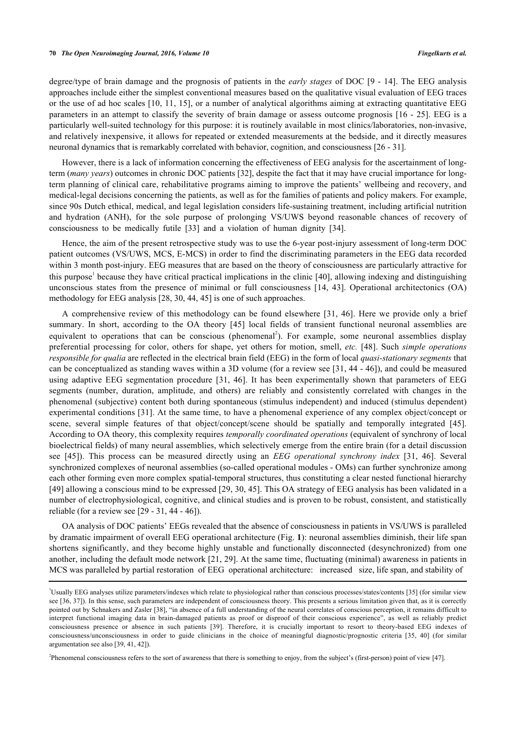degree/type of brain damage and the prognosis of patients in the *early stages* of DOC [9 - 14]. The EEG analysis approaches include either the simplest conventional measures based on the qualitative visual evaluation of EEG traces or the use of ad hoc scales [10, 11, 15], or a number of analytical algorithms aiming at extracting quantitative EEG parameters in an attempt to classify the severity of brain damage or assess outcome prognosis [16 - 25]. EEG is a particularly well-suited technology for this purpose: it is routinely available in most clinics/laboratories, non-invasive, and relatively inexpensive, it allows for repeated or extended measurements at the bedside, and it directly measures neuronal dynamics that is remarkably correlated with behavior, cognition, and consciousness [26 - 31].

However, there is a lack of information concerning the effectiveness of EEG analysis for the ascertainment of long-term (*many years*) outcomes in chronic DOC patients [32], despite the fact that it may have crucial importance for long-term planning of clinical care, rehabilitative programs aiming to improve the patients' wellbeing and recovery, and medical-legal decisions concerning the patients, as well as for the families of patients and policy makers. For example, since 90s Dutch ethical, medical, and legal legislation considers life-sustaining treatment, including artificial nutrition and hydration (ANH), for the sole purpose of prolonging VS/UWS beyond reasonable chances of recovery of consciousness to be medically futile [33] and a violation of human dignity [34].

Hence, the aim of the present retrospective study was to use the 6-year post-injury assessment of long-term DOC patient outcomes (VS/UWS, MCS, E-MCS) in order to find the discriminating parameters in the EEG data recorded within 3 month post-injury. EEG measures that are based on the theory of consciousness are particularly attractive for this purpose[1] because they have critical practical implications in the clinic [40], allowing indexing and distinguishing unconscious states from the presence of minimal or full consciousness [14, 43]. Operational architectonics (OA) methodology for EEG analysis [28, 30, 44, 45] is one of such approaches.

A comprehensive review of this methodology can be found elsewhere [31, 46]. Here we provide only a brief summary. In short, according to the OA theory [45] local fields of transient functional neuronal assemblies are equivalent to operations that can be conscious (phenomenal[2]). For example, some neuronal assemblies display preferential processing for color, others for shape, yet others for motion, smell, *etc.* [48]. Such *simple operations responsible for qualia* are reflected in the electrical brain field (EEG) in the form of local *quasi-stationary segments* that can be conceptualized as standing waves within a 3D volume (for a review see [31, 44 - 46]), and could be measured using adaptive EEG segmentation procedure [31, 46]. It has been experimentally shown that parameters of EEG segments (number, duration, amplitude, and others) are reliably and consistently correlated with changes in the phenomenal (subjective) content both during spontaneous (stimulus independent) and induced (stimulus dependent) experimental conditions [31]. At the same time, to have a phenomenal experience of any complex object/concept or scene, several simple features of that object/concept/scene should be spatially and temporally integrated [45]. According to OA theory, this complexity requires *temporally coordinated operations* (equivalent of synchrony of local bioelectrical fields) of many neural assemblies, which selectively emerge from the entire brain (for a detail discussion see [45]). This process can be measured directly using an *EEG operational synchrony index* [31, 46]. Several synchronized complexes of neuronal assemblies (so-called operational modules - OMs) can further synchronize among each other forming even more complex spatial-temporal structures, thus constituting a clear nested functional hierarchy [49] allowing a conscious mind to be expressed [29, 30, 45]. This OA strategy of EEG analysis has been validated in a number of electrophysiological, cognitive, and clinical studies and is proven to be robust, consistent, and statistically reliable (for a review see [29 - 31, 44 - 46]).

OA analysis of DOC patients' EEGs revealed that the absence of consciousness in patients in VS/UWS is paralleled by dramatic impairment of overall EEG operational architecture (Fig. **1**): neuronal assemblies diminish, their life span shortens significantly, and they become highly unstable and functionally disconnected (desynchronized) from one another, including the default mode network [21, 29]. At the same time, fluctuating (minimal) awareness in patients in MCS was paralleled by partial restoration of EEG operational architecture: increased size, life span, and stability of

---

[1] Usually EEG analyses utilize parameters/indexes which relate to physiological rather than conscious processes/states/contents [35] (for similar view see [36, 37]). In this sense, such parameters are independent of consciousness theory. This presents a serious limitation given that, as it is correctly pointed out by Schnakers and Zasler [38], "in absence of a full understanding of the neural correlates of conscious perception, it remains difficult to interpret functional imaging data in brain-damaged patients as proof or disproof of their conscious experience", as well as reliably predict consciousness presence or absence in such patients [39]. Therefore, it is crucially important to resort to theory-based EEG indexes of consciousness/unconsciousness in order to guide clinicians in the choice of meaningful diagnostic/prognostic criteria [35, 40] (for similar argumentation see also [39, 41, 42]).

[2] Phenomenal consciousness refers to the sort of awareness that there is something to enjoy, from the subject's (first-person) point of view [47].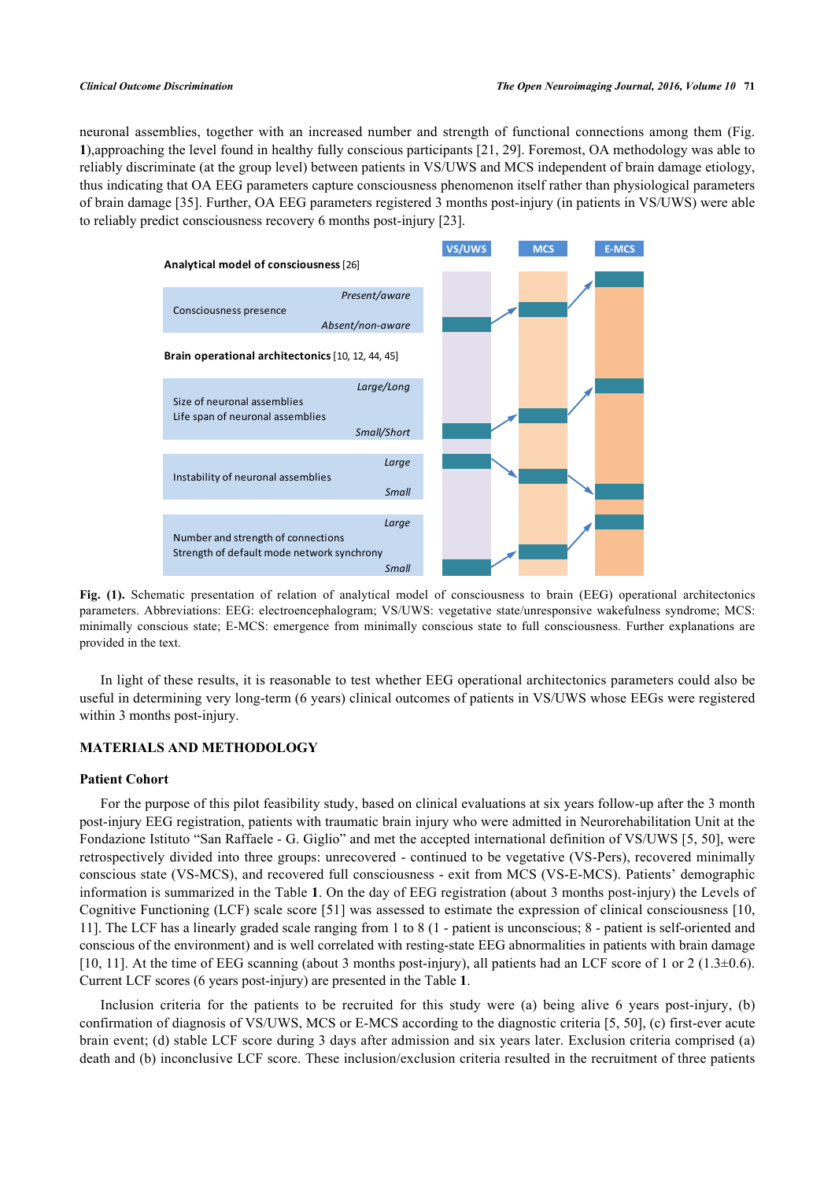neuronal assemblies, together with an increased number and strength of functional connections among them (Fig. **1**),approaching the level found in healthy fully conscious participants [21, 29]. Foremost, OA methodology was able to reliably discriminate (at the group level) between patients in VS/UWS and MCS independent of brain damage etiology, thus indicating that OA EEG parameters capture consciousness phenomenon itself rather than physiological parameters of brain damage [35]. Further, OA EEG parameters registered 3 months post-injury (in patients in VS/UWS) were able to reliably predict consciousness recovery 6 months post-injury [23].

**Fig. (1).** Schematic presentation of relation of analytical model of consciousness to brain (EEG) operational architectonics parameters. Abbreviations: EEG: electroencephalogram; VS/UWS: vegetative state/unresponsive wakefulness syndrome; MCS: minimally conscious state; E-MCS: emergence from minimally conscious state to full consciousness. Further explanations are provided in the text.

In light of these results, it is reasonable to test whether EEG operational architectonics parameters could also be useful in determining very long-term (6 years) clinical outcomes of patients in VS/UWS whose EEGs were registered within 3 months post-injury.

## MATERIALS AND METHODOLOGY

### Patient Cohort

For the purpose of this pilot feasibility study, based on clinical evaluations at six years follow-up after the 3 month post-injury EEG registration, patients with traumatic brain injury who were admitted in Neurorehabilitation Unit at the Fondazione Istituto "San Raffaele - G. Giglio" and met the accepted international definition of VS/UWS [5, 50], were retrospectively divided into three groups: unrecovered - continued to be vegetative (VS-Pers), recovered minimally conscious state (VS-MCS), and recovered full consciousness - exit from MCS (VS-E-MCS). Patients' demographic information is summarized in the Table **1**. On the day of EEG registration (about 3 months post-injury) the Levels of Cognitive Functioning (LCF) scale score [51] was assessed to estimate the expression of clinical consciousness [10, 11]. The LCF has a linearly graded scale ranging from 1 to 8 (1 - patient is unconscious; 8 - patient is self-oriented and conscious of the environment) and is well correlated with resting-state EEG abnormalities in patients with brain damage [10, 11]. At the time of EEG scanning (about 3 months post-injury), all patients had an LCF score of 1 or 2 (1.3±0.6). Current LCF scores (6 years post-injury) are presented in the Table **1**.

Inclusion criteria for the patients to be recruited for this study were (a) being alive 6 years post-injury, (b) confirmation of diagnosis of VS/UWS, MCS or E-MCS according to the diagnostic criteria [5, 50], (c) first-ever acute brain event; (d) stable LCF score during 3 days after admission and six years later. Exclusion criteria comprised (a) death and (b) inconclusive LCF score. These inclusion/exclusion criteria resulted in the recruitment of three patients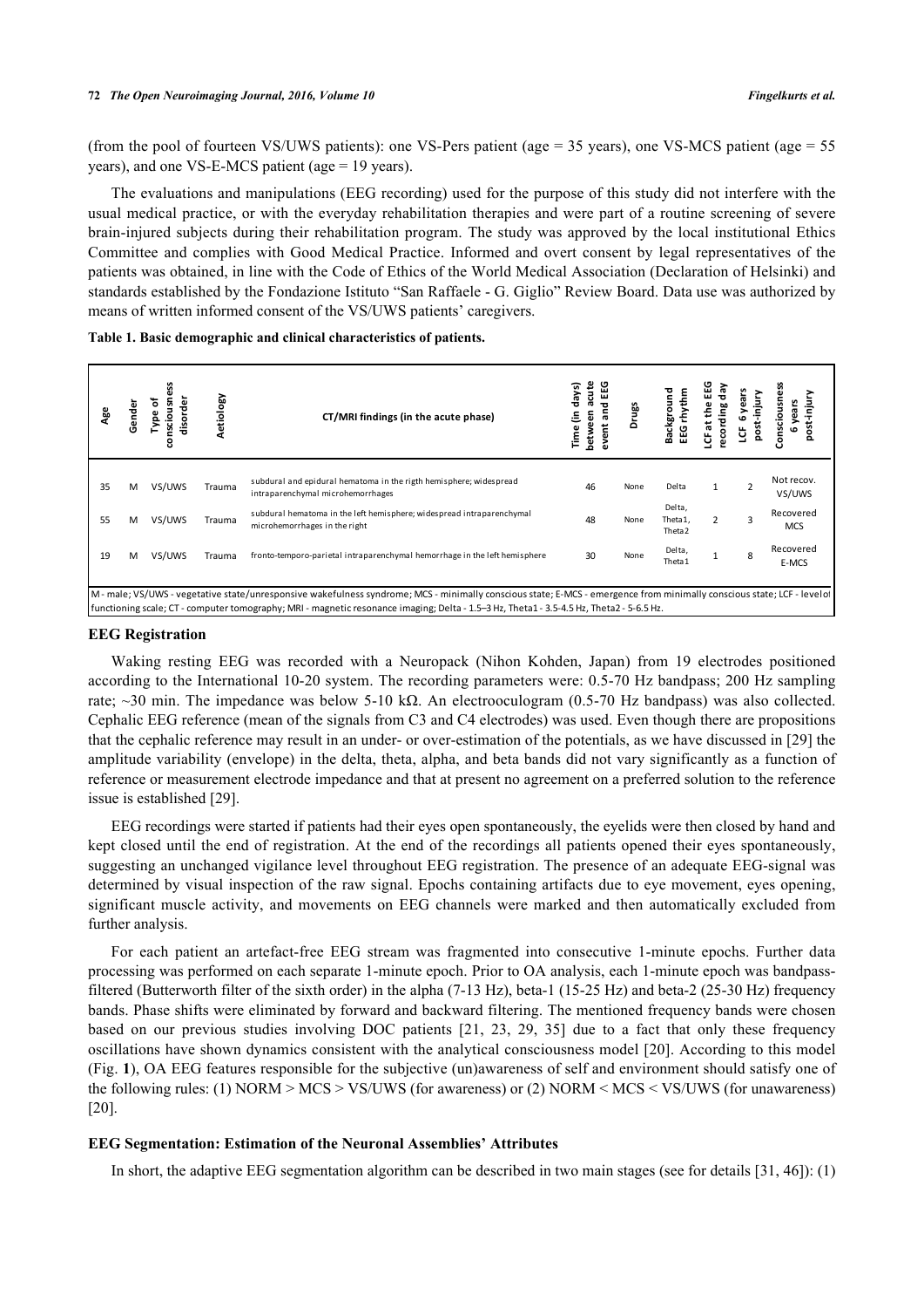(from the pool of fourteen VS/UWS patients): one VS-Pers patient (age = 35 years), one VS-MCS patient (age = 55 years), and one VS-E-MCS patient (age = 19 years).

The evaluations and manipulations (EEG recording) used for the purpose of this study did not interfere with the usual medical practice, or with the everyday rehabilitation therapies and were part of a routine screening of severe brain-injured subjects during their rehabilitation program. The study was approved by the local institutional Ethics Committee and complies with Good Medical Practice. Informed and overt consent by legal representatives of the patients was obtained, in line with the Code of Ethics of the World Medical Association (Declaration of Helsinki) and standards established by the Fondazione Istituto "San Raffaele - G. Giglio" Review Board. Data use was authorized by means of written informed consent of the VS/UWS patients' caregivers.

**Table 1. Basic demographic and clinical characteristics of patients.**

| Age | Gender | Type of consciousness disorder | Aetiology | CT/MRI findings (in the acute phase) | Time (in days) between acute event and EEG | Drugs | Background EEG rhythm | LCF at the EEG recording day | LCF 6 years post-injury | Consciousness 6 years post-injury |
|---|---|---|---|---|---|---|---|---|---|---|
| 35 | M | VS/UWS | Trauma | subdural and epidural hematoma in the rigth hemisphere; widespread intraparenchymal microhemorrhages | 46 | None | Delta | 1 | 2 | Not recov. VS/UWS |
| 55 | M | VS/UWS | Trauma | subdural hematoma in the left hemisphere; widespread intraparenchymal microhemorrhages in the right | 48 | None | Delta, Theta1, Theta2 | 2 | 3 | Recovered MCS |
| 19 | M | VS/UWS | Trauma | fronto-temporo-parietal intraparenchymal hemorrhage in the left hemisphere | 30 | None | Delta, Theta1 | 1 | 8 | Recovered E-MCS |

M - male; VS/UWS - vegetative state/unresponsive wakefulness syndrome; MCS - minimally conscious state; E-MCS - emergence from minimally conscious state; LCF - level of functioning scale; CT - computer tomography; MRI - magnetic resonance imaging; Delta - 1.5–3 Hz, Theta1 - 3.5-4.5 Hz, Theta2 - 5-6.5 Hz.

### EEG Registration

Waking resting EEG was recorded with a Neuropack (Nihon Kohden, Japan) from 19 electrodes positioned according to the International 10-20 system. The recording parameters were: 0.5-70 Hz bandpass; 200 Hz sampling rate; ~30 min. The impedance was below 5-10 kΩ. An electrooculogram (0.5-70 Hz bandpass) was also collected. Cephalic EEG reference (mean of the signals from C3 and C4 electrodes) was used. Even though there are propositions that the cephalic reference may result in an under- or over-estimation of the potentials, as we have discussed in [29] the amplitude variability (envelope) in the delta, theta, alpha, and beta bands did not vary significantly as a function of reference or measurement electrode impedance and that at present no agreement on a preferred solution to the reference issue is established [29].

EEG recordings were started if patients had their eyes open spontaneously, the eyelids were then closed by hand and kept closed until the end of registration. At the end of the recordings all patients opened their eyes spontaneously, suggesting an unchanged vigilance level throughout EEG registration. The presence of an adequate EEG-signal was determined by visual inspection of the raw signal. Epochs containing artifacts due to eye movement, eyes opening, significant muscle activity, and movements on EEG channels were marked and then automatically excluded from further analysis.

For each patient an artefact-free EEG stream was fragmented into consecutive 1-minute epochs. Further data processing was performed on each separate 1-minute epoch. Prior to OA analysis, each 1-minute epoch was bandpass-filtered (Butterworth filter of the sixth order) in the alpha (7-13 Hz), beta-1 (15-25 Hz) and beta-2 (25-30 Hz) frequency bands. Phase shifts were eliminated by forward and backward filtering. The mentioned frequency bands were chosen based on our previous studies involving DOC patients [21, 23, 29, 35] due to a fact that only these frequency oscillations have shown dynamics consistent with the analytical consciousness model [20]. According to this model (Fig. **1**), OA EEG features responsible for the subjective (un)awareness of self and environment should satisfy one of the following rules: (1) NORM > MCS > VS/UWS (for awareness) or (2) NORM < MCS < VS/UWS (for unawareness) [20].

### EEG Segmentation: Estimation of the Neuronal Assemblies' Attributes

In short, the adaptive EEG segmentation algorithm can be described in two main stages (see for details [31, 46]): (1)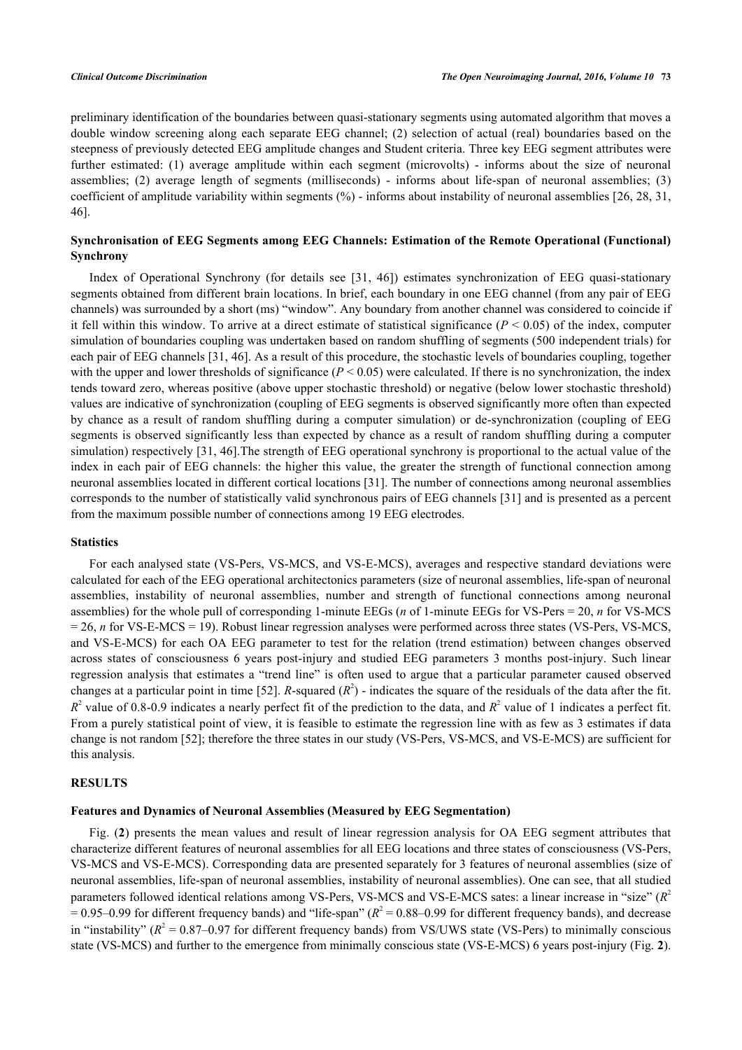preliminary identification of the boundaries between quasi-stationary segments using automated algorithm that moves a double window screening along each separate EEG channel; (2) selection of actual (real) boundaries based on the steepness of previously detected EEG amplitude changes and Student criteria. Three key EEG segment attributes were further estimated: (1) average amplitude within each segment (microvolts) - informs about the size of neuronal assemblies; (2) average length of segments (milliseconds) - informs about life-span of neuronal assemblies; (3) coefficient of amplitude variability within segments (%) - informs about instability of neuronal assemblies [26, 28, 31, 46].

### Synchronisation of EEG Segments among EEG Channels: Estimation of the Remote Operational (Functional) Synchrony

Index of Operational Synchrony (for details see [31, 46]) estimates synchronization of EEG quasi-stationary segments obtained from different brain locations. In brief, each boundary in one EEG channel (from any pair of EEG channels) was surrounded by a short (ms) "window". Any boundary from another channel was considered to coincide if it fell within this window. To arrive at a direct estimate of statistical significance ($P < 0.05$) of the index, computer simulation of boundaries coupling was undertaken based on random shuffling of segments (500 independent trials) for each pair of EEG channels [31, 46]. As a result of this procedure, the stochastic levels of boundaries coupling, together with the upper and lower thresholds of significance ($P < 0.05$) were calculated. If there is no synchronization, the index tends toward zero, whereas positive (above upper stochastic threshold) or negative (below lower stochastic threshold) values are indicative of synchronization (coupling of EEG segments is observed significantly more often than expected by chance as a result of random shuffling during a computer simulation) or de-synchronization (coupling of EEG segments is observed significantly less than expected by chance as a result of random shuffling during a computer simulation) respectively [31, 46].The strength of EEG operational synchrony is proportional to the actual value of the index in each pair of EEG channels: the higher this value, the greater the strength of functional connection among neuronal assemblies located in different cortical locations [31]. The number of connections among neuronal assemblies corresponds to the number of statistically valid synchronous pairs of EEG channels [31] and is presented as a percent from the maximum possible number of connections among 19 EEG electrodes.

### Statistics

For each analysed state (VS-Pers, VS-MCS, and VS-E-MCS), averages and respective standard deviations were calculated for each of the EEG operational architectonics parameters (size of neuronal assemblies, life-span of neuronal assemblies, instability of neuronal assemblies, number and strength of functional connections among neuronal assemblies) for the whole pull of corresponding 1-minute EEGs (*n* of 1-minute EEGs for VS-Pers = 20, *n* for VS-MCS = 26, *n* for VS-E-MCS = 19). Robust linear regression analyses were performed across three states (VS-Pers, VS-MCS, and VS-E-MCS) for each OA EEG parameter to test for the relation (trend estimation) between changes observed across states of consciousness 6 years post-injury and studied EEG parameters 3 months post-injury. Such linear regression analysis that estimates a "trend line" is often used to argue that a particular parameter caused observed changes at a particular point in time [52]. *R*-squared ($R^2$) - indicates the square of the residuals of the data after the fit. $R^2$ value of 0.8-0.9 indicates a nearly perfect fit of the prediction to the data, and $R^2$ value of 1 indicates a perfect fit. From a purely statistical point of view, it is feasible to estimate the regression line with as few as 3 estimates if data change is not random [52]; therefore the three states in our study (VS-Pers, VS-MCS, and VS-E-MCS) are sufficient for this analysis.

## RESULTS

### Features and Dynamics of Neuronal Assemblies (Measured by EEG Segmentation)

Fig. (**2**) presents the mean values and result of linear regression analysis for OA EEG segment attributes that characterize different features of neuronal assemblies for all EEG locations and three states of consciousness (VS-Pers, VS-MCS and VS-E-MCS). Corresponding data are presented separately for 3 features of neuronal assemblies (size of neuronal assemblies, life-span of neuronal assemblies, instability of neuronal assemblies). One can see, that all studied parameters followed identical relations among VS-Pers, VS-MCS and VS-E-MCS sates: a linear increase in "size" ($R^2 = 0.95$–$0.99$ for different frequency bands) and "life-span" ($R^2 = 0.88$–$0.99$ for different frequency bands), and decrease in "instability" ($R^2 = 0.87$–$0.97$ for different frequency bands) from VS/UWS state (VS-Pers) to minimally conscious state (VS-MCS) and further to the emergence from minimally conscious state (VS-E-MCS) 6 years post-injury (Fig. **2**).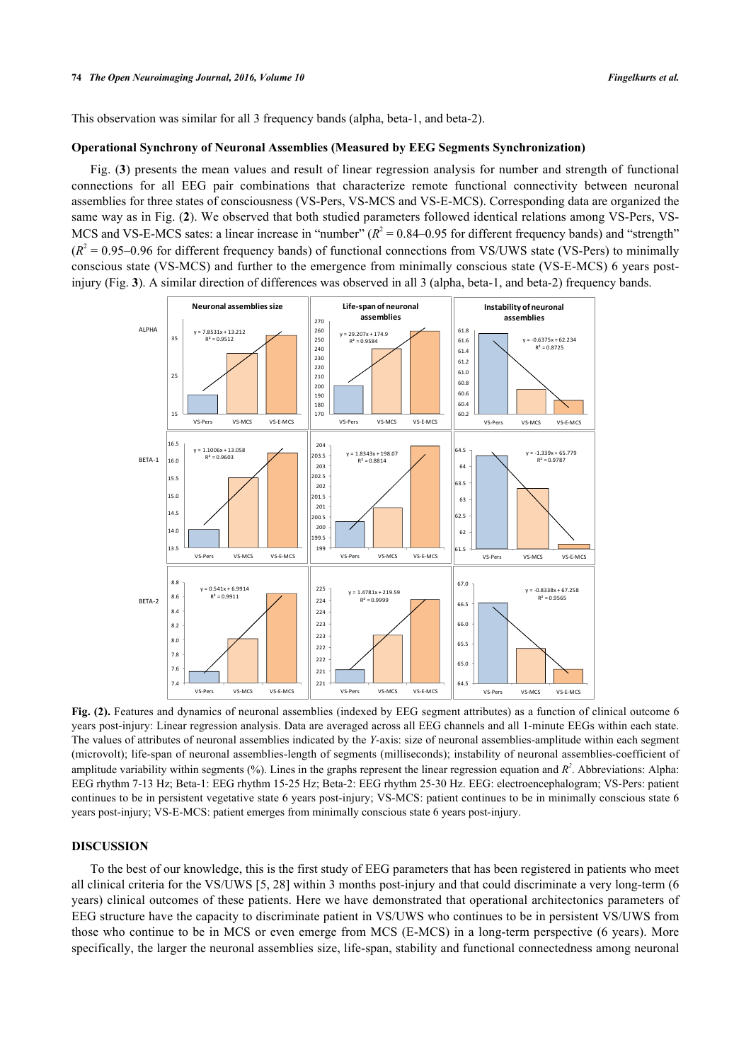This observation was similar for all 3 frequency bands (alpha, beta-1, and beta-2).

### Operational Synchrony of Neuronal Assemblies (Measured by EEG Segments Synchronization)

Fig. (**3**) presents the mean values and result of linear regression analysis for number and strength of functional connections for all EEG pair combinations that characterize remote functional connectivity between neuronal assemblies for three states of consciousness (VS-Pers, VS-MCS and VS-E-MCS). Corresponding data are organized the same way as in Fig. (**2**). We observed that both studied parameters followed identical relations among VS-Pers, VS-MCS and VS-E-MCS sates: a linear increase in "number" ($R^2 = 0.84$–$0.95$ for different frequency bands) and "strength" ($R^2 = 0.95$–$0.96$ for different frequency bands) of functional connections from VS/UWS state (VS-Pers) to minimally conscious state (VS-MCS) and further to the emergence from minimally conscious state (VS-E-MCS) 6 years post-injury (Fig. **3**). A similar direction of differences was observed in all 3 (alpha, beta-1, and beta-2) frequency bands.

**Fig. (2).** Features and dynamics of neuronal assemblies (indexed by EEG segment attributes) as a function of clinical outcome 6 years post-injury: Linear regression analysis. Data are averaged across all EEG channels and all 1-minute EEGs within each state. The values of attributes of neuronal assemblies indicated by the *Y*-axis: size of neuronal assemblies-amplitude within each segment (microvolt); life-span of neuronal assemblies-length of segments (milliseconds); instability of neuronal assemblies-coefficient of amplitude variability within segments (%). Lines in the graphs represent the linear regression equation and $R^2$. Abbreviations: Alpha: EEG rhythm 7-13 Hz; Beta-1: EEG rhythm 15-25 Hz; Beta-2: EEG rhythm 25-30 Hz. EEG: electroencephalogram; VS-Pers: patient continues to be in persistent vegetative state 6 years post-injury; VS-MCS: patient continues to be in minimally conscious state 6 years post-injury; VS-E-MCS: patient emerges from minimally conscious state 6 years post-injury.

## DISCUSSION

To the best of our knowledge, this is the first study of EEG parameters that has been registered in patients who meet all clinical criteria for the VS/UWS [5, 28] within 3 months post-injury and that could discriminate a very long-term (6 years) clinical outcomes of these patients. Here we have demonstrated that operational architectonics parameters of EEG structure have the capacity to discriminate patient in VS/UWS who continues to be in persistent VS/UWS from those who continue to be in MCS or even emerge from MCS (E-MCS) in a long-term perspective (6 years). More specifically, the larger the neuronal assemblies size, life-span, stability and functional connectedness among neuronal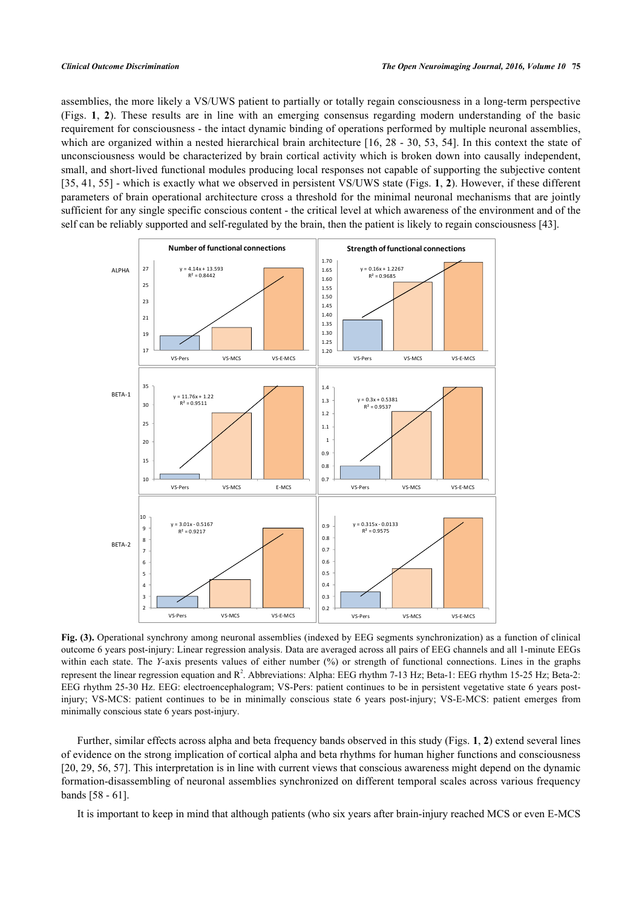assemblies, the more likely a VS/UWS patient to partially or totally regain consciousness in a long-term perspective (Figs. **1**, **2**). These results are in line with an emerging consensus regarding modern understanding of the basic requirement for consciousness - the intact dynamic binding of operations performed by multiple neuronal assemblies, which are organized within a nested hierarchical brain architecture [16, 28 - 30, 53, 54]. In this context the state of unconsciousness would be characterized by brain cortical activity which is broken down into causally independent, small, and short-lived functional modules producing local responses not capable of supporting the subjective content [35, 41, 55] - which is exactly what we observed in persistent VS/UWS state (Figs. **1**, **2**). However, if these different parameters of brain operational architecture cross a threshold for the minimal neuronal mechanisms that are jointly sufficient for any single specific conscious content - the critical level at which awareness of the environment and of the self can be reliably supported and self-regulated by the brain, then the patient is likely to regain consciousness [43].

**Fig. (3).** Operational synchrony among neuronal assemblies (indexed by EEG segments synchronization) as a function of clinical outcome 6 years post-injury: Linear regression analysis. Data are averaged across all pairs of EEG channels and all 1-minute EEGs within each state. The *Y*-axis presents values of either number (%) or strength of functional connections. Lines in the graphs represent the linear regression equation and $R^2$. Abbreviations: Alpha: EEG rhythm 7-13 Hz; Beta-1: EEG rhythm 15-25 Hz; Beta-2: EEG rhythm 25-30 Hz. EEG: electroencephalogram; VS-Pers: patient continues to be in persistent vegetative state 6 years post-injury; VS-MCS: patient continues to be in minimally conscious state 6 years post-injury; VS-E-MCS: patient emerges from minimally conscious state 6 years post-injury.

Further, similar effects across alpha and beta frequency bands observed in this study (Figs. **1**, **2**) extend several lines of evidence on the strong implication of cortical alpha and beta rhythms for human higher functions and consciousness [20, 29, 56, 57]. This interpretation is in line with current views that conscious awareness might depend on the dynamic formation-disassembling of neuronal assemblies synchronized on different temporal scales across various frequency bands [58 - 61].

It is important to keep in mind that although patients (who six years after brain-injury reached MCS or even E-MCS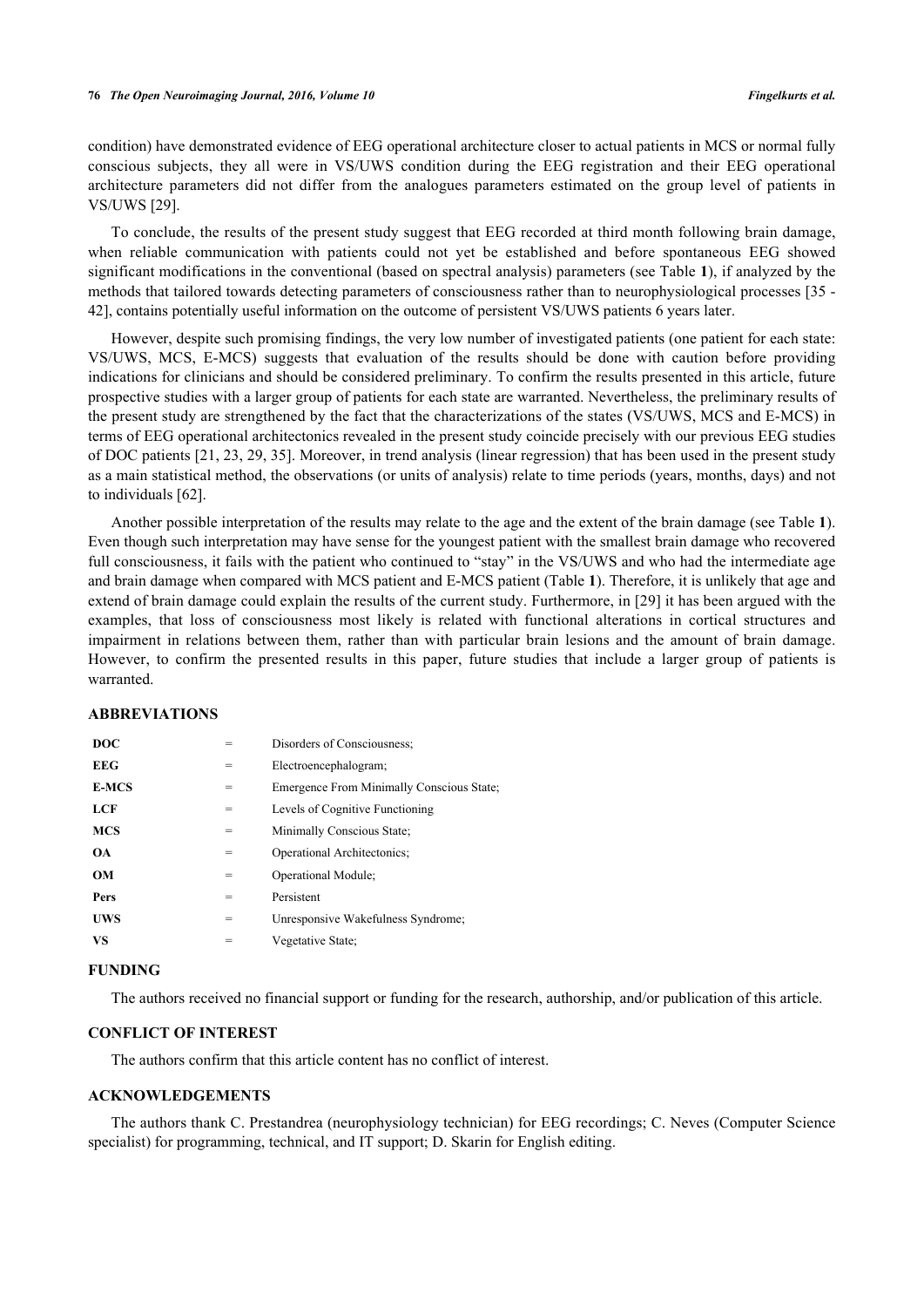condition) have demonstrated evidence of EEG operational architecture closer to actual patients in MCS or normal fully conscious subjects, they all were in VS/UWS condition during the EEG registration and their EEG operational architecture parameters did not differ from the analogues parameters estimated on the group level of patients in VS/UWS [29].

To conclude, the results of the present study suggest that EEG recorded at third month following brain damage, when reliable communication with patients could not yet be established and before spontaneous EEG showed significant modifications in the conventional (based on spectral analysis) parameters (see Table **1**), if analyzed by the methods that tailored towards detecting parameters of consciousness rather than to neurophysiological processes [35 - 42], contains potentially useful information on the outcome of persistent VS/UWS patients 6 years later.

However, despite such promising findings, the very low number of investigated patients (one patient for each state: VS/UWS, MCS, E-MCS) suggests that evaluation of the results should be done with caution before providing indications for clinicians and should be considered preliminary. To confirm the results presented in this article, future prospective studies with a larger group of patients for each state are warranted. Nevertheless, the preliminary results of the present study are strengthened by the fact that the characterizations of the states (VS/UWS, MCS and E-MCS) in terms of EEG operational architectonics revealed in the present study coincide precisely with our previous EEG studies of DOC patients [21, 23, 29, 35]. Moreover, in trend analysis (linear regression) that has been used in the present study as a main statistical method, the observations (or units of analysis) relate to time periods (years, months, days) and not to individuals [62].

Another possible interpretation of the results may relate to the age and the extent of the brain damage (see Table **1**). Even though such interpretation may have sense for the youngest patient with the smallest brain damage who recovered full consciousness, it fails with the patient who continued to "stay" in the VS/UWS and who had the intermediate age and brain damage when compared with MCS patient and E-MCS patient (Table **1**). Therefore, it is unlikely that age and extend of brain damage could explain the results of the current study. Furthermore, in [29] it has been argued with the examples, that loss of consciousness most likely is related with functional alterations in cortical structures and impairment in relations between them, rather than with particular brain lesions and the amount of brain damage. However, to confirm the presented results in this paper, future studies that include a larger group of patients is warranted.

## ABBREVIATIONS

| | | |
|---|---|---|
| **DOC** | = | Disorders of Consciousness; |
| **EEG** | = | Electroencephalogram; |
| **E-MCS** | = | Emergence From Minimally Conscious State; |
| **LCF** | = | Levels of Cognitive Functioning |
| **MCS** | = | Minimally Conscious State; |
| **OA** | = | Operational Architectonics; |
| **OM** | = | Operational Module; |
| **Pers** | = | Persistent |
| **UWS** | = | Unresponsive Wakefulness Syndrome; |
| **VS** | = | Vegetative State; |

## FUNDING

The authors received no financial support or funding for the research, authorship, and/or publication of this article.

## CONFLICT OF INTEREST

The authors confirm that this article content has no conflict of interest.

## ACKNOWLEDGEMENTS

The authors thank C. Prestandrea (neurophysiology technician) for EEG recordings; C. Neves (Computer Science specialist) for programming, technical, and IT support; D. Skarin for English editing.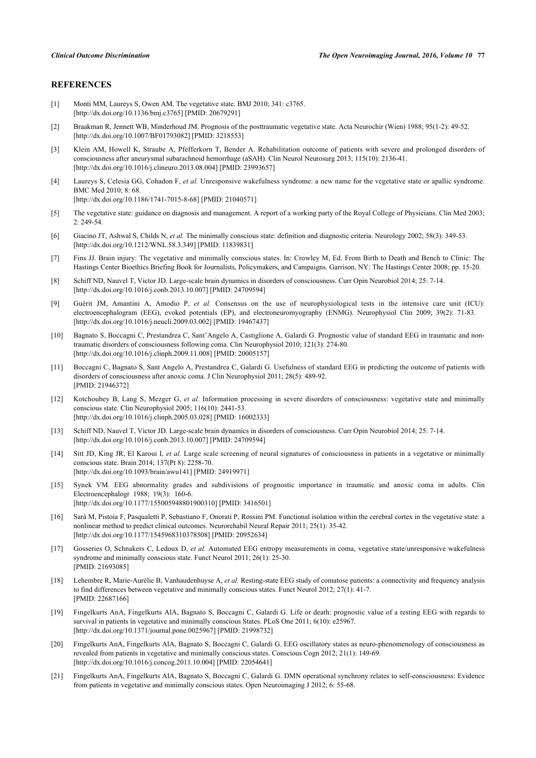## REFERENCES

[1] Monti MM, Laureys S, Owen AM. The vegetative state. BMJ 2010; 341: c3765. [http://dx.doi.org/10.1136/bmj.c3765] [PMID: 20679291]

[2] Braakman R, Jennett WB, Minderhoud JM. Prognosis of the posttraumatic vegetative state. Acta Neurochir (Wien) 1988; 95(1-2): 49-52. [http://dx.doi.org/10.1007/BF01793082] [PMID: 3218553]

[3] Klein AM, Howell K, Straube A, Pfefferkorn T, Bender A. Rehabilitation outcome of patients with severe and prolonged disorders of consciousness after aneurysmal subarachnoid hemorrhage (aSAH). Clin Neurol Neurosurg 2013; 115(10): 2136-41. [http://dx.doi.org/10.1016/j.clineuro.2013.08.004] [PMID: 23993657]

[4] Laureys S, Celesia GG, Cohadon F, *et al.* Unresponsive wakefulness syndrome: a new name for the vegetative state or apallic syndrome. BMC Med 2010; 8: 68. [http://dx.doi.org/10.1186/1741-7015-8-68] [PMID: 21040571]

[5] The vegetative state: guidance on diagnosis and management. A report of a working party of the Royal College of Physicians. Clin Med 2003; 2: 249-54.

[6] Giacino JT, Ashwal S, Childs N, *et al.* The minimally conscious state: definition and diagnostic criteria. Neurology 2002; 58(3): 349-53. [http://dx.doi.org/10.1212/WNL.58.3.349] [PMID: 11839831]

[7] Fins JJ. Brain injury: The vegetative and minimally conscious states. In: Crowley M, Ed. From Birth to Death and Bench to Clinic: The Hastings Center Bioethics Briefing Book for Journalists, Policymakers, and Campaigns. Garrison, NY: The Hastings Center 2008; pp. 15-20.

[8] Schiff ND, Nauvel T, Victor JD. Large-scale brain dynamics in disorders of consciousness. Curr Opin Neurobiol 2014; 25: 7-14. [http://dx.doi.org/10.1016/j.conb.2013.10.007] [PMID: 24709594]

[9] Guérit JM, Amantini A, Amodio P, *et al.* Consensus on the use of neurophysiological tests in the intensive care unit (ICU): electroencephalogram (EEG), evoked potentials (EP), and electroneuromyography (ENMG). Neurophysiol Clin 2009; 39(2): 71-83. [http://dx.doi.org/10.1016/j.neucli.2009.03.002] [PMID: 19467437]

[10] Bagnato S, Boccagni C, Prestandrea C, Sant'Angelo A, Castiglione A, Galardi G. Prognostic value of standard EEG in traumatic and non-traumatic disorders of consciousness following coma. Clin Neurophysiol 2010; 121(3): 274-80. [http://dx.doi.org/10.1016/j.clinph.2009.11.008] [PMID: 20005157]

[11] Boccagni C, Bagnato S, Sant Angelo A, Prestandrea C, Galardi G. Usefulness of standard EEG in predicting the outcome of patients with disorders of consciousness after anoxic coma. J Clin Neurophysiol 2011; 28(5): 489-92. [PMID: 21946372]

[12] Kotchoubey B, Lang S, Mezger G, *et al.* Information processing in severe disorders of consciousness: vegetative state and minimally conscious state. Clin Neurophysiol 2005; 116(10): 2441-53. [http://dx.doi.org/10.1016/j.clinph.2005.03.028] [PMID: 16002333]

[13] Schiff ND, Nauvel T, Victor JD. Large-scale brain dynamics in disorders of consciousness. Curr Opin Neurobiol 2014; 25: 7-14. [http://dx.doi.org/10.1016/j.conb.2013.10.007] [PMID: 24709594]

[14] Sitt JD, King JR, El Karoui I, *et al.* Large scale screening of neural signatures of consciousness in patients in a vegetative or minimally conscious state. Brain 2014; 137(Pt 8): 2258-70. [http://dx.doi.org/10.1093/brain/awu141] [PMID: 24919971]

[15] Synek VM. EEG abnormality grades and subdivisions of prognostic importance in traumatic and anoxic coma in adults. Clin Electroencephalogr 1988; 19(3): 160-6. [http://dx.doi.org/10.1177/155005948801900310] [PMID: 3416501]

[16] Sarà M, Pistoia F, Pasqualetti P, Sebastiano F, Onorati P, Rossini PM. Functional isolation within the cerebral cortex in the vegetative state: a nonlinear method to predict clinical outcomes. Neurorehabil Neural Repair 2011; 25(1): 35-42. [http://dx.doi.org/10.1177/1545968310378508] [PMID: 20952634]

[17] Gosseries O, Schnakers C, Ledoux D, *et al.* Automated EEG entropy measurements in coma, vegetative state/unresponsive wakefulness syndrome and minimally conscious state. Funct Neurol 2011; 26(1): 25-30. [PMID: 21693085]

[18] Lehembre R, Marie-Aurélie B, Vanhaudenhuyse A, *et al.* Resting-state EEG study of comatose patients: a connectivity and frequency analysis to find differences between vegetative and minimally conscious states. Funct Neurol 2012; 27(1): 41-7. [PMID: 22687166]

[19] Fingelkurts AnA, Fingelkurts AlA, Bagnato S, Boccagni C, Galardi G. Life or death: prognostic value of a resting EEG with regards to survival in patients in vegetative and minimally conscious States. PLoS One 2011; 6(10): e25967. [http://dx.doi.org/10.1371/journal.pone.0025967] [PMID: 21998732]

[20] Fingelkurts AnA, Fingelkurts AlA, Bagnato S, Boccagni C, Galardi G. EEG oscillatory states as neuro-phenomenology of consciousness as revealed from patients in vegetative and minimally conscious states. Conscious Cogn 2012; 21(1): 149-69. [http://dx.doi.org/10.1016/j.concog.2011.10.004] [PMID: 22054641]

[21] Fingelkurts AnA, Fingelkurts AlA, Bagnato S, Boccagni C, Galardi G. DMN operational synchrony relates to self-consciousness: Evidence from patients in vegetative and minimally conscious states. Open Neuroimaging J 2012; 6: 55-68.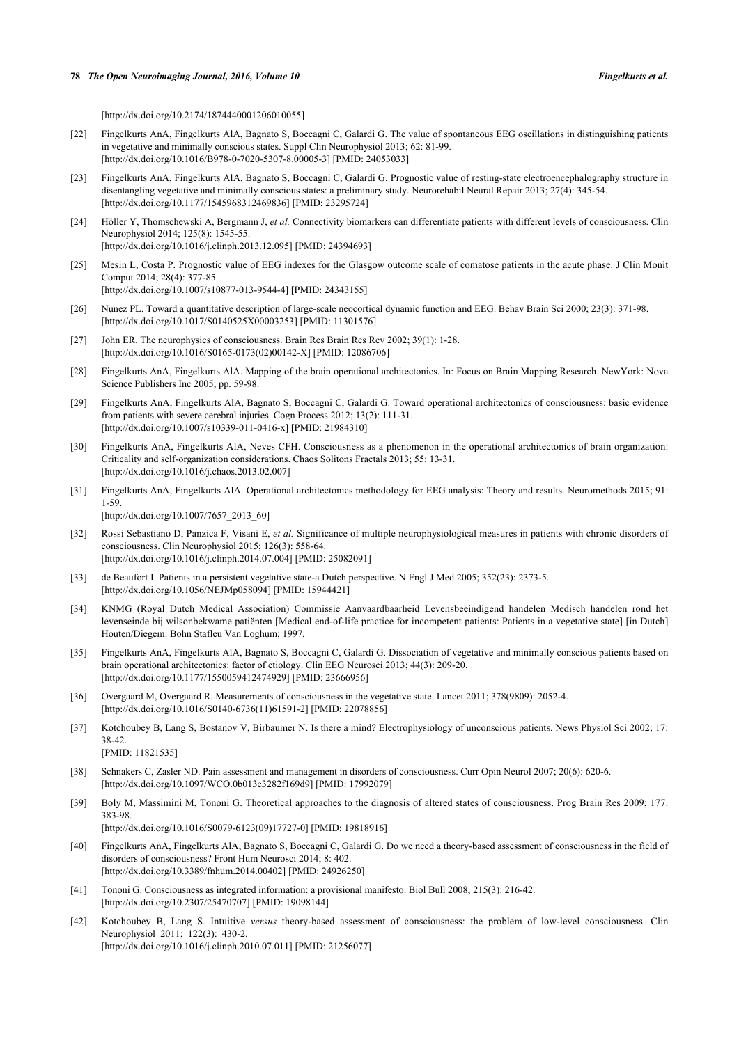[http://dx.doi.org/10.2174/1874440001206010055]

[22] Fingelkurts AnA, Fingelkurts AlA, Bagnato S, Boccagni C, Galardi G. The value of spontaneous EEG oscillations in distinguishing patients in vegetative and minimally conscious states. Suppl Clin Neurophysiol 2013; 62: 81-99. [http://dx.doi.org/10.1016/B978-0-7020-5307-8.00005-3] [PMID: 24053033]

[23] Fingelkurts AnA, Fingelkurts AlA, Bagnato S, Boccagni C, Galardi G. Prognostic value of resting-state electroencephalography structure in disentangling vegetative and minimally conscious states: a preliminary study. Neurorehabil Neural Repair 2013; 27(4): 345-54. [http://dx.doi.org/10.1177/1545968312469836] [PMID: 23295724]

[24] Höller Y, Thomschewski A, Bergmann J, *et al.* Connectivity biomarkers can differentiate patients with different levels of consciousness. Clin Neurophysiol 2014; 125(8): 1545-55. [http://dx.doi.org/10.1016/j.clinph.2013.12.095] [PMID: 24394693]

[25] Mesin L, Costa P. Prognostic value of EEG indexes for the Glasgow outcome scale of comatose patients in the acute phase. J Clin Monit Comput 2014; 28(4): 377-85. [http://dx.doi.org/10.1007/s10877-013-9544-4] [PMID: 24343155]

[26] Nunez PL. Toward a quantitative description of large-scale neocortical dynamic function and EEG. Behav Brain Sci 2000; 23(3): 371-98. [http://dx.doi.org/10.1017/S0140525X00003253] [PMID: 11301576]

[27] John ER. The neurophysics of consciousness. Brain Res Brain Res Rev 2002; 39(1): 1-28. [http://dx.doi.org/10.1016/S0165-0173(02)00142-X] [PMID: 12086706]

[28] Fingelkurts AnA, Fingelkurts AlA. Mapping of the brain operational architectonics. In: Focus on Brain Mapping Research. NewYork: Nova Science Publishers Inc 2005; pp. 59-98.

[29] Fingelkurts AnA, Fingelkurts AlA, Bagnato S, Boccagni C, Galardi G. Toward operational architectonics of consciousness: basic evidence from patients with severe cerebral injuries. Cogn Process 2012; 13(2): 111-31. [http://dx.doi.org/10.1007/s10339-011-0416-x] [PMID: 21984310]

[30] Fingelkurts AnA, Fingelkurts AlA, Neves CFH. Consciousness as a phenomenon in the operational architectonics of brain organization: Criticality and self-organization considerations. Chaos Solitons Fractals 2013; 55: 13-31. [http://dx.doi.org/10.1016/j.chaos.2013.02.007]

[31] Fingelkurts AnA, Fingelkurts AlA. Operational architectonics methodology for EEG analysis: Theory and results. Neuromethods 2015; 91: 1-59. [http://dx.doi.org/10.1007/7657_2013_60]

[32] Rossi Sebastiano D, Panzica F, Visani E, *et al.* Significance of multiple neurophysiological measures in patients with chronic disorders of consciousness. Clin Neurophysiol 2015; 126(3): 558-64. [http://dx.doi.org/10.1016/j.clinph.2014.07.004] [PMID: 25082091]

[33] de Beaufort I. Patients in a persistent vegetative state-a Dutch perspective. N Engl J Med 2005; 352(23): 2373-5. [http://dx.doi.org/10.1056/NEJMp058094] [PMID: 15944421]

[34] KNMG (Royal Dutch Medical Association) Commissie Aanvaardbaarheid Levensbeëindigend handelen Medisch handelen rond het levenseinde bij wilsonbekwame patiënten [Medical end-of-life practice for incompetent patients: Patients in a vegetative state] [in Dutch] Houten/Diegem: Bohn Stafleu Van Loghum; 1997.

[35] Fingelkurts AnA, Fingelkurts AlA, Bagnato S, Boccagni C, Galardi G. Dissociation of vegetative and minimally conscious patients based on brain operational architectonics: factor of etiology. Clin EEG Neurosci 2013; 44(3): 209-20. [http://dx.doi.org/10.1177/1550059412474929] [PMID: 23666956]

[36] Overgaard M, Overgaard R. Measurements of consciousness in the vegetative state. Lancet 2011; 378(9809): 2052-4. [http://dx.doi.org/10.1016/S0140-6736(11)61591-2] [PMID: 22078856]

[37] Kotchoubey B, Lang S, Bostanov V, Birbaumer N. Is there a mind? Electrophysiology of unconscious patients. News Physiol Sci 2002; 17: 38-42. [PMID: 11821535]

[38] Schnakers C, Zasler ND. Pain assessment and management in disorders of consciousness. Curr Opin Neurol 2007; 20(6): 620-6. [http://dx.doi.org/10.1097/WCO.0b013e3282f169d9] [PMID: 17992079]

[39] Boly M, Massimini M, Tononi G. Theoretical approaches to the diagnosis of altered states of consciousness. Prog Brain Res 2009; 177: 383-98. [http://dx.doi.org/10.1016/S0079-6123(09)17727-0] [PMID: 19818916]

[40] Fingelkurts AnA, Fingelkurts AlA, Bagnato S, Boccagni C, Galardi G. Do we need a theory-based assessment of consciousness in the field of disorders of consciousness? Front Hum Neurosci 2014; 8: 402. [http://dx.doi.org/10.3389/fnhum.2014.00402] [PMID: 24926250]

[41] Tononi G. Consciousness as integrated information: a provisional manifesto. Biol Bull 2008; 215(3): 216-42. [http://dx.doi.org/10.2307/25470707] [PMID: 19098144]

[42] Kotchoubey B, Lang S. Intuitive *versus* theory-based assessment of consciousness: the problem of low-level consciousness. Clin Neurophysiol 2011; 122(3): 430-2. [http://dx.doi.org/10.1016/j.clinph.2010.07.011] [PMID: 21256077]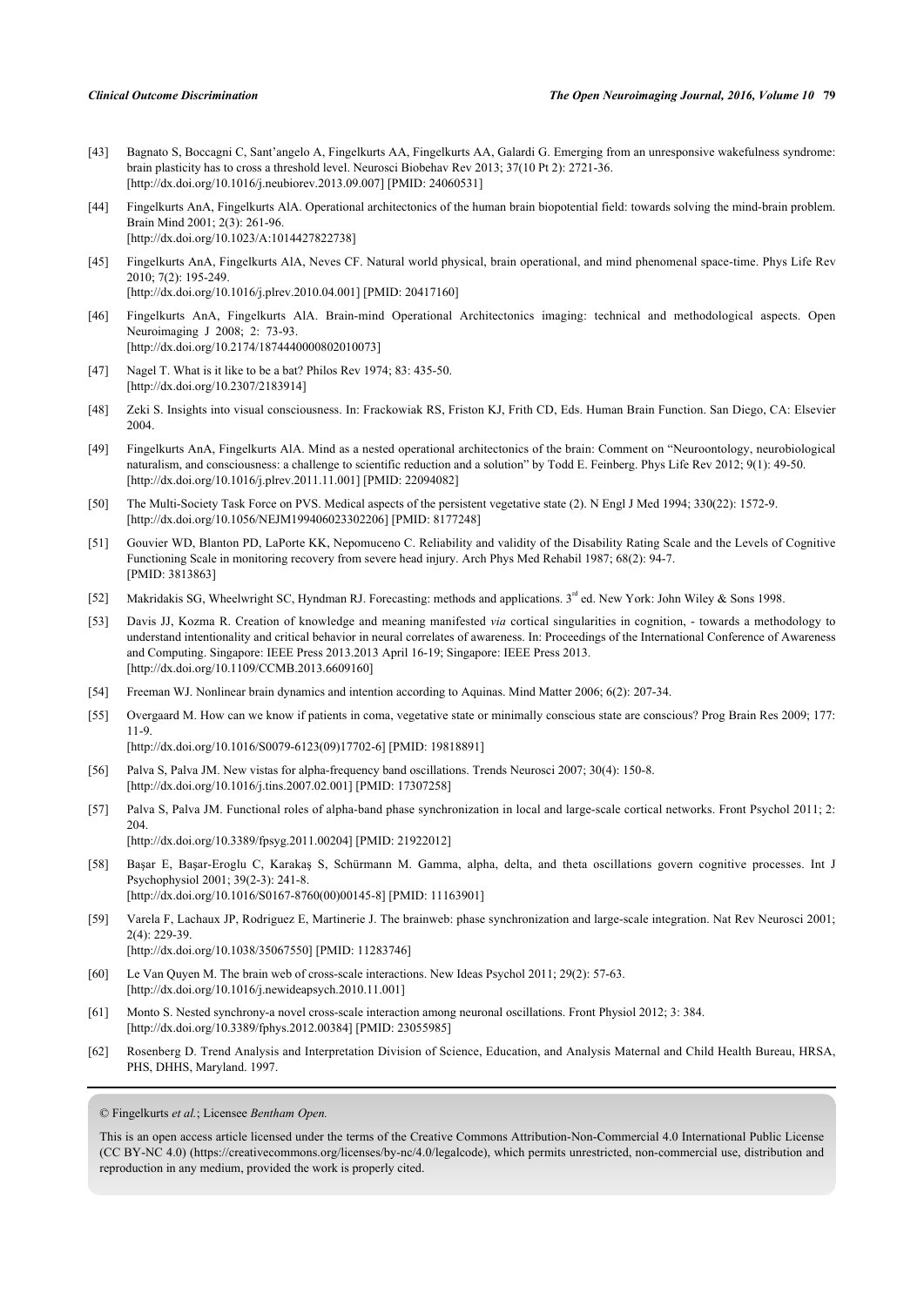[43] Bagnato S, Boccagni C, Sant'angelo A, Fingelkurts AA, Fingelkurts AA, Galardi G. Emerging from an unresponsive wakefulness syndrome: brain plasticity has to cross a threshold level. Neurosci Biobehav Rev 2013; 37(10 Pt 2): 2721-36. [http://dx.doi.org/10.1016/j.neubiorev.2013.09.007] [PMID: 24060531]

[44] Fingelkurts AnA, Fingelkurts AlA. Operational architectonics of the human brain biopotential field: towards solving the mind-brain problem. Brain Mind 2001; 2(3): 261-96. [http://dx.doi.org/10.1023/A:1014427822738]

[45] Fingelkurts AnA, Fingelkurts AlA, Neves CF. Natural world physical, brain operational, and mind phenomenal space-time. Phys Life Rev 2010; 7(2): 195-249. [http://dx.doi.org/10.1016/j.plrev.2010.04.001] [PMID: 20417160]

[46] Fingelkurts AnA, Fingelkurts AlA. Brain-mind Operational Architectonics imaging: technical and methodological aspects. Open Neuroimaging J 2008; 2: 73-93. [http://dx.doi.org/10.2174/1874440000802010073]

[47] Nagel T. What is it like to be a bat? Philos Rev 1974; 83: 435-50. [http://dx.doi.org/10.2307/2183914]

[48] Zeki S. Insights into visual consciousness. In: Frackowiak RS, Friston KJ, Frith CD, Eds. Human Brain Function. San Diego, CA: Elsevier 2004.

[49] Fingelkurts AnA, Fingelkurts AlA. Mind as a nested operational architectonics of the brain: Comment on "Neuroontology, neurobiological naturalism, and consciousness: a challenge to scientific reduction and a solution" by Todd E. Feinberg. Phys Life Rev 2012; 9(1): 49-50. [http://dx.doi.org/10.1016/j.plrev.2011.11.001] [PMID: 22094082]

[50] The Multi-Society Task Force on PVS. Medical aspects of the persistent vegetative state (2). N Engl J Med 1994; 330(22): 1572-9. [http://dx.doi.org/10.1056/NEJM199406023302206] [PMID: 8177248]

[51] Gouvier WD, Blanton PD, LaPorte KK, Nepomuceno C. Reliability and validity of the Disability Rating Scale and the Levels of Cognitive Functioning Scale in monitoring recovery from severe head injury. Arch Phys Med Rehabil 1987; 68(2): 94-7. [PMID: 3813863]

[52] Makridakis SG, Wheelwright SC, Hyndman RJ. Forecasting: methods and applications. 3rd ed. New York: John Wiley & Sons 1998.

[53] Davis JJ, Kozma R. Creation of knowledge and meaning manifested *via* cortical singularities in cognition, - towards a methodology to understand intentionality and critical behavior in neural correlates of awareness. In: Proceedings of the International Conference of Awareness and Computing. Singapore: IEEE Press 2013.2013 April 16-19; Singapore: IEEE Press 2013. [http://dx.doi.org/10.1109/CCMB.2013.6609160]

[54] Freeman WJ. Nonlinear brain dynamics and intention according to Aquinas. Mind Matter 2006; 6(2): 207-34.

[55] Overgaard M. How can we know if patients in coma, vegetative state or minimally conscious state are conscious? Prog Brain Res 2009; 177: 11-9. [http://dx.doi.org/10.1016/S0079-6123(09)17702-6] [PMID: 19818891]

[56] Palva S, Palva JM. New vistas for alpha-frequency band oscillations. Trends Neurosci 2007; 30(4): 150-8. [http://dx.doi.org/10.1016/j.tins.2007.02.001] [PMID: 17307258]

[57] Palva S, Palva JM. Functional roles of alpha-band phase synchronization in local and large-scale cortical networks. Front Psychol 2011; 2: 204. [http://dx.doi.org/10.3389/fpsyg.2011.00204] [PMID: 21922012]

[58] Başar E, Başar-Eroglu C, Karakaş S, Schürmann M. Gamma, alpha, delta, and theta oscillations govern cognitive processes. Int J Psychophysiol 2001; 39(2-3): 241-8. [http://dx.doi.org/10.1016/S0167-8760(00)00145-8] [PMID: 11163901]

[59] Varela F, Lachaux JP, Rodriguez E, Martinerie J. The brainweb: phase synchronization and large-scale integration. Nat Rev Neurosci 2001; 2(4): 229-39. [http://dx.doi.org/10.1038/35067550] [PMID: 11283746]

[60] Le Van Quyen M. The brain web of cross-scale interactions. New Ideas Psychol 2011; 29(2): 57-63. [http://dx.doi.org/10.1016/j.newideapsych.2010.11.001]

[61] Monto S. Nested synchrony-a novel cross-scale interaction among neuronal oscillations. Front Physiol 2012; 3: 384. [http://dx.doi.org/10.3389/fphys.2012.00384] [PMID: 23055985]

[62] Rosenberg D. Trend Analysis and Interpretation Division of Science, Education, and Analysis Maternal and Child Health Bureau, HRSA, PHS, DHHS, Maryland. 1997.

© Fingelkurts *et al.*; Licensee *Bentham Open.*

This is an open access article licensed under the terms of the Creative Commons Attribution-Non-Commercial 4.0 International Public License (CC BY-NC 4.0) (https://creativecommons.org/licenses/by-nc/4.0/legalcode), which permits unrestricted, non-commercial use, distribution and reproduction in any medium, provided the work is properly cited.